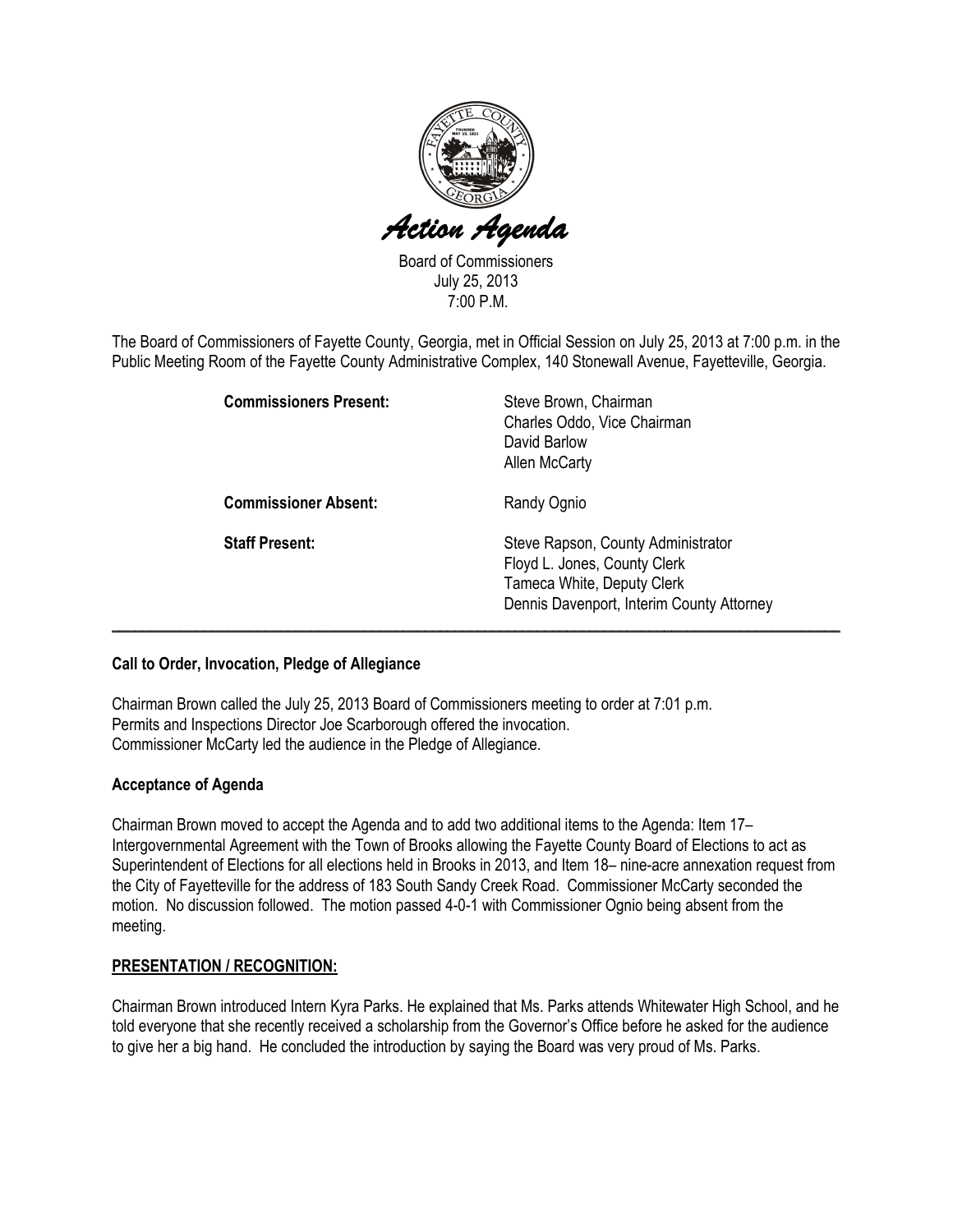# *Action Agenda*

Board of Commissioners
July 25, 2013
7:00 P.M.

The Board of Commissioners of Fayette County, Georgia, met in Official Session on July 25, 2013 at 7:00 p.m. in the Public Meeting Room of the Fayette County Administrative Complex, 140 Stonewall Avenue, Fayetteville, Georgia.

**Commissioners Present:** Steve Brown, Chairman
Charles Oddo, Vice Chairman
David Barlow
Allen McCarty

**Commissioner Absent:** Randy Ognio

**Staff Present:** Steve Rapson, County Administrator
Floyd L. Jones, County Clerk
Tameca White, Deputy Clerk
Dennis Davenport, Interim County Attorney

---

**Call to Order, Invocation, Pledge of Allegiance**

Chairman Brown called the July 25, 2013 Board of Commissioners meeting to order at 7:01 p.m.
Permits and Inspections Director Joe Scarborough offered the invocation.
Commissioner McCarty led the audience in the Pledge of Allegiance.

**Acceptance of Agenda**

Chairman Brown moved to accept the Agenda and to add two additional items to the Agenda: Item 17– Intergovernmental Agreement with the Town of Brooks allowing the Fayette County Board of Elections to act as Superintendent of Elections for all elections held in Brooks in 2013, and Item 18– nine-acre annexation request from the City of Fayetteville for the address of 183 South Sandy Creek Road. Commissioner McCarty seconded the motion. No discussion followed. The motion passed 4-0-1 with Commissioner Ognio being absent from the meeting.

**PRESENTATION / RECOGNITION:**

Chairman Brown introduced Intern Kyra Parks. He explained that Ms. Parks attends Whitewater High School, and he told everyone that she recently received a scholarship from the Governor's Office before he asked for the audience to give her a big hand. He concluded the introduction by saying the Board was very proud of Ms. Parks.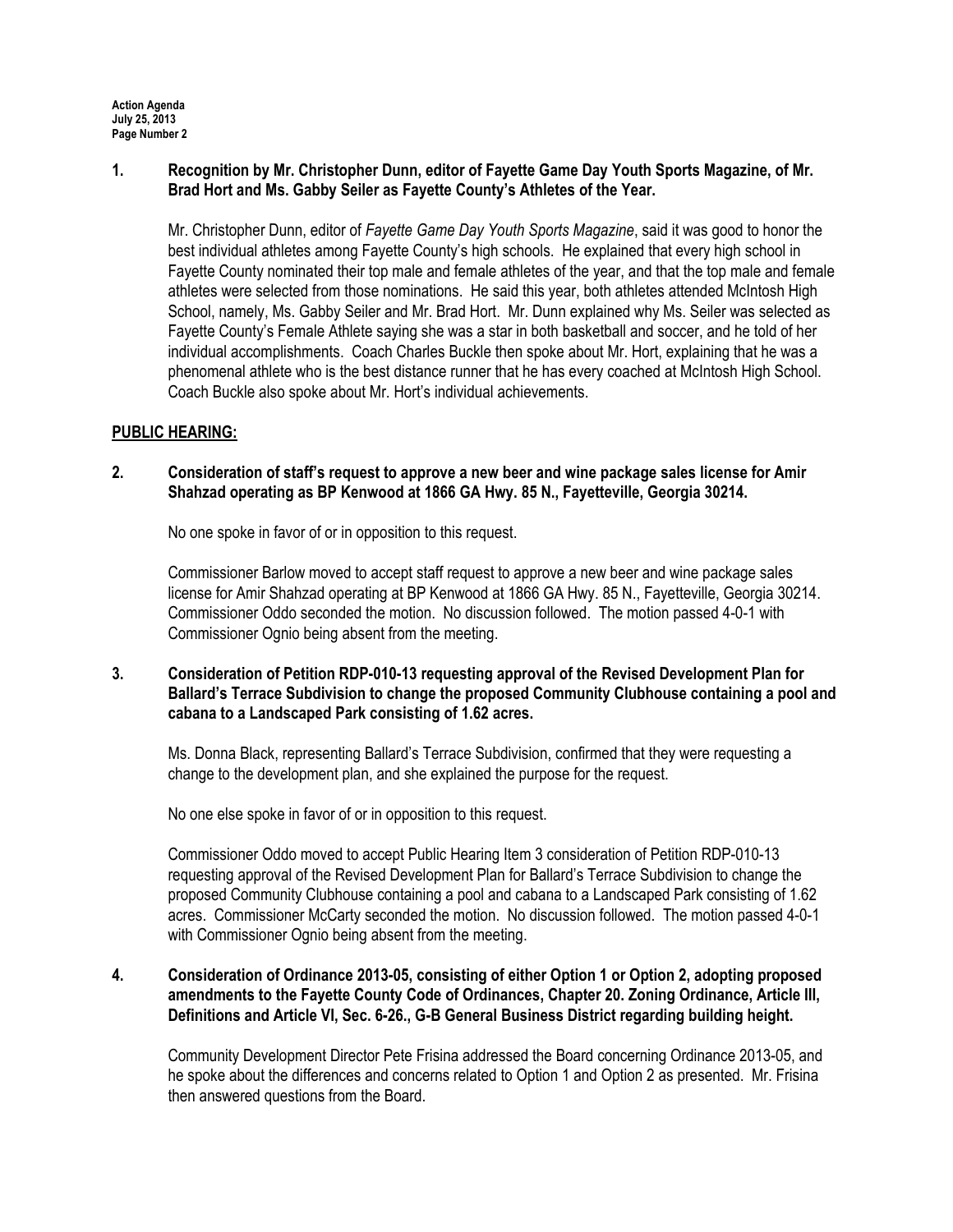**1. Recognition by Mr. Christopher Dunn, editor of Fayette Game Day Youth Sports Magazine, of Mr. Brad Hort and Ms. Gabby Seiler as Fayette County's Athletes of the Year.**

Mr. Christopher Dunn, editor of *Fayette Game Day Youth Sports Magazine*, said it was good to honor the best individual athletes among Fayette County's high schools. He explained that every high school in Fayette County nominated their top male and female athletes of the year, and that the top male and female athletes were selected from those nominations. He said this year, both athletes attended McIntosh High School, namely, Ms. Gabby Seiler and Mr. Brad Hort. Mr. Dunn explained why Ms. Seiler was selected as Fayette County's Female Athlete saying she was a star in both basketball and soccer, and he told of her individual accomplishments. Coach Charles Buckle then spoke about Mr. Hort, explaining that he was a phenomenal athlete who is the best distance runner that he has every coached at McIntosh High School. Coach Buckle also spoke about Mr. Hort's individual achievements.

## PUBLIC HEARING:

**2. Consideration of staff's request to approve a new beer and wine package sales license for Amir Shahzad operating as BP Kenwood at 1866 GA Hwy. 85 N., Fayetteville, Georgia 30214.**

No one spoke in favor of or in opposition to this request.

Commissioner Barlow moved to accept staff request to approve a new beer and wine package sales license for Amir Shahzad operating at BP Kenwood at 1866 GA Hwy. 85 N., Fayetteville, Georgia 30214. Commissioner Oddo seconded the motion. No discussion followed. The motion passed 4-0-1 with Commissioner Ognio being absent from the meeting.

**3. Consideration of Petition RDP-010-13 requesting approval of the Revised Development Plan for Ballard's Terrace Subdivision to change the proposed Community Clubhouse containing a pool and cabana to a Landscaped Park consisting of 1.62 acres.**

Ms. Donna Black, representing Ballard's Terrace Subdivision, confirmed that they were requesting a change to the development plan, and she explained the purpose for the request.

No one else spoke in favor of or in opposition to this request.

Commissioner Oddo moved to accept Public Hearing Item 3 consideration of Petition RDP-010-13 requesting approval of the Revised Development Plan for Ballard's Terrace Subdivision to change the proposed Community Clubhouse containing a pool and cabana to a Landscaped Park consisting of 1.62 acres. Commissioner McCarty seconded the motion. No discussion followed. The motion passed 4-0-1 with Commissioner Ognio being absent from the meeting.

**4. Consideration of Ordinance 2013-05, consisting of either Option 1 or Option 2, adopting proposed amendments to the Fayette County Code of Ordinances, Chapter 20. Zoning Ordinance, Article III, Definitions and Article VI, Sec. 6-26., G-B General Business District regarding building height.**

Community Development Director Pete Frisina addressed the Board concerning Ordinance 2013-05, and he spoke about the differences and concerns related to Option 1 and Option 2 as presented. Mr. Frisina then answered questions from the Board.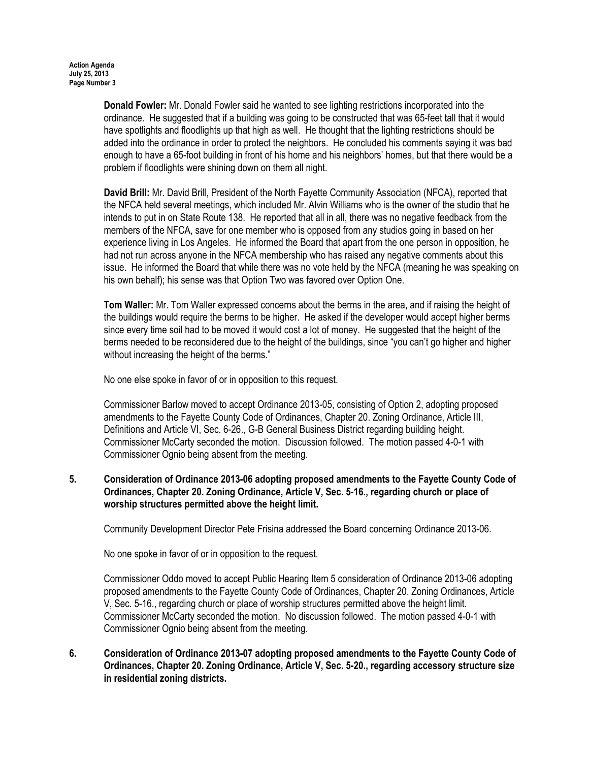**Donald Fowler:** Mr. Donald Fowler said he wanted to see lighting restrictions incorporated into the ordinance. He suggested that if a building was going to be constructed that was 65-feet tall that it would have spotlights and floodlights up that high as well. He thought that the lighting restrictions should be added into the ordinance in order to protect the neighbors. He concluded his comments saying it was bad enough to have a 65-foot building in front of his home and his neighbors' homes, but that there would be a problem if floodlights were shining down on them all night.

**David Brill:** Mr. David Brill, President of the North Fayette Community Association (NFCA), reported that the NFCA held several meetings, which included Mr. Alvin Williams who is the owner of the studio that he intends to put in on State Route 138. He reported that all in all, there was no negative feedback from the members of the NFCA, save for one member who is opposed from any studios going in based on her experience living in Los Angeles. He informed the Board that apart from the one person in opposition, he had not run across anyone in the NFCA membership who has raised any negative comments about this issue. He informed the Board that while there was no vote held by the NFCA (meaning he was speaking on his own behalf); his sense was that Option Two was favored over Option One.

**Tom Waller:** Mr. Tom Waller expressed concerns about the berms in the area, and if raising the height of the buildings would require the berms to be higher. He asked if the developer would accept higher berms since every time soil had to be moved it would cost a lot of money. He suggested that the height of the berms needed to be reconsidered due to the height of the buildings, since "you can't go higher and higher without increasing the height of the berms."

No one else spoke in favor of or in opposition to this request.

Commissioner Barlow moved to accept Ordinance 2013-05, consisting of Option 2, adopting proposed amendments to the Fayette County Code of Ordinances, Chapter 20. Zoning Ordinance, Article III, Definitions and Article VI, Sec. 6-26., G-B General Business District regarding building height. Commissioner McCarty seconded the motion. Discussion followed. The motion passed 4-0-1 with Commissioner Ognio being absent from the meeting.

**5. Consideration of Ordinance 2013-06 adopting proposed amendments to the Fayette County Code of Ordinances, Chapter 20. Zoning Ordinance, Article V, Sec. 5-16., regarding church or place of worship structures permitted above the height limit.**

Community Development Director Pete Frisina addressed the Board concerning Ordinance 2013-06.

No one spoke in favor of or in opposition to the request.

Commissioner Oddo moved to accept Public Hearing Item 5 consideration of Ordinance 2013-06 adopting proposed amendments to the Fayette County Code of Ordinances, Chapter 20. Zoning Ordinances, Article V, Sec. 5-16., regarding church or place of worship structures permitted above the height limit. Commissioner McCarty seconded the motion. No discussion followed. The motion passed 4-0-1 with Commissioner Ognio being absent from the meeting.

**6. Consideration of Ordinance 2013-07 adopting proposed amendments to the Fayette County Code of Ordinances, Chapter 20. Zoning Ordinance, Article V, Sec. 5-20., regarding accessory structure size in residential zoning districts.**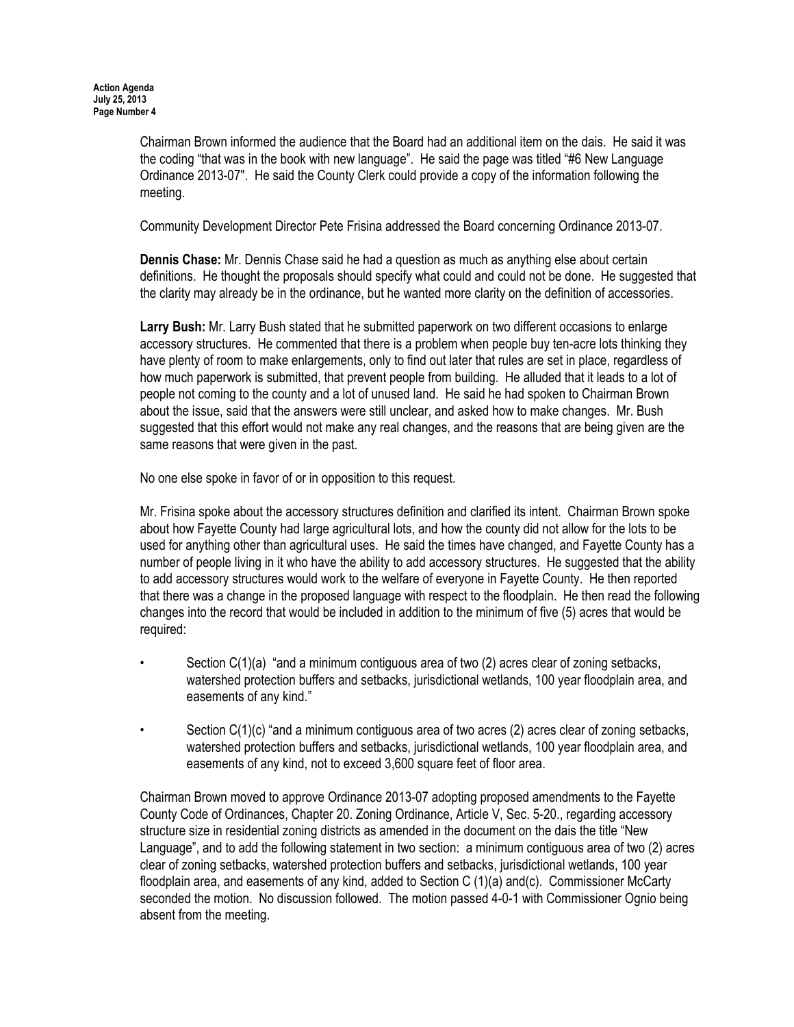Chairman Brown informed the audience that the Board had an additional item on the dais. He said it was the coding "that was in the book with new language". He said the page was titled "#6 New Language Ordinance 2013-07". He said the County Clerk could provide a copy of the information following the meeting.

Community Development Director Pete Frisina addressed the Board concerning Ordinance 2013-07.

**Dennis Chase:** Mr. Dennis Chase said he had a question as much as anything else about certain definitions. He thought the proposals should specify what could and could not be done. He suggested that the clarity may already be in the ordinance, but he wanted more clarity on the definition of accessories.

**Larry Bush:** Mr. Larry Bush stated that he submitted paperwork on two different occasions to enlarge accessory structures. He commented that there is a problem when people buy ten-acre lots thinking they have plenty of room to make enlargements, only to find out later that rules are set in place, regardless of how much paperwork is submitted, that prevent people from building. He alluded that it leads to a lot of people not coming to the county and a lot of unused land. He said he had spoken to Chairman Brown about the issue, said that the answers were still unclear, and asked how to make changes. Mr. Bush suggested that this effort would not make any real changes, and the reasons that are being given are the same reasons that were given in the past.

No one else spoke in favor of or in opposition to this request.

Mr. Frisina spoke about the accessory structures definition and clarified its intent. Chairman Brown spoke about how Fayette County had large agricultural lots, and how the county did not allow for the lots to be used for anything other than agricultural uses. He said the times have changed, and Fayette County has a number of people living in it who have the ability to add accessory structures. He suggested that the ability to add accessory structures would work to the welfare of everyone in Fayette County. He then reported that there was a change in the proposed language with respect to the floodplain. He then read the following changes into the record that would be included in addition to the minimum of five (5) acres that would be required:

- Section C(1)(a) "and a minimum contiguous area of two (2) acres clear of zoning setbacks, watershed protection buffers and setbacks, jurisdictional wetlands, 100 year floodplain area, and easements of any kind."
- Section C(1)(c) "and a minimum contiguous area of two acres (2) acres clear of zoning setbacks, watershed protection buffers and setbacks, jurisdictional wetlands, 100 year floodplain area, and easements of any kind, not to exceed 3,600 square feet of floor area.

Chairman Brown moved to approve Ordinance 2013-07 adopting proposed amendments to the Fayette County Code of Ordinances, Chapter 20. Zoning Ordinance, Article V, Sec. 5-20., regarding accessory structure size in residential zoning districts as amended in the document on the dais the title "New Language", and to add the following statement in two section: a minimum contiguous area of two (2) acres clear of zoning setbacks, watershed protection buffers and setbacks, jurisdictional wetlands, 100 year floodplain area, and easements of any kind, added to Section C (1)(a) and(c). Commissioner McCarty seconded the motion. No discussion followed. The motion passed 4-0-1 with Commissioner Ognio being absent from the meeting.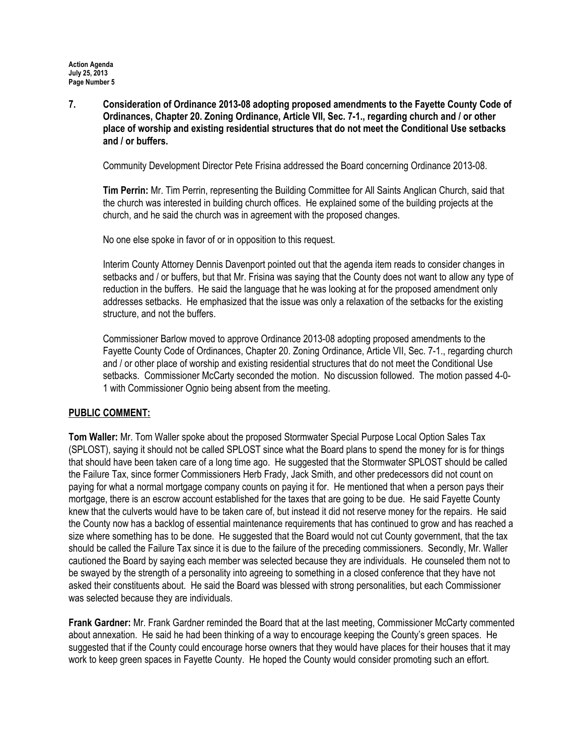**7. Consideration of Ordinance 2013-08 adopting proposed amendments to the Fayette County Code of Ordinances, Chapter 20. Zoning Ordinance, Article VII, Sec. 7-1., regarding church and / or other place of worship and existing residential structures that do not meet the Conditional Use setbacks and / or buffers.**

Community Development Director Pete Frisina addressed the Board concerning Ordinance 2013-08.

**Tim Perrin:** Mr. Tim Perrin, representing the Building Committee for All Saints Anglican Church, said that the church was interested in building church offices. He explained some of the building projects at the church, and he said the church was in agreement with the proposed changes.

No one else spoke in favor of or in opposition to this request.

Interim County Attorney Dennis Davenport pointed out that the agenda item reads to consider changes in setbacks and / or buffers, but that Mr. Frisina was saying that the County does not want to allow any type of reduction in the buffers. He said the language that he was looking at for the proposed amendment only addresses setbacks. He emphasized that the issue was only a relaxation of the setbacks for the existing structure, and not the buffers.

Commissioner Barlow moved to approve Ordinance 2013-08 adopting proposed amendments to the Fayette County Code of Ordinances, Chapter 20. Zoning Ordinance, Article VII, Sec. 7-1., regarding church and / or other place of worship and existing residential structures that do not meet the Conditional Use setbacks. Commissioner McCarty seconded the motion. No discussion followed. The motion passed 4-0-1 with Commissioner Ognio being absent from the meeting.

## PUBLIC COMMENT:

**Tom Waller:** Mr. Tom Waller spoke about the proposed Stormwater Special Purpose Local Option Sales Tax (SPLOST), saying it should not be called SPLOST since what the Board plans to spend the money for is for things that should have been taken care of a long time ago. He suggested that the Stormwater SPLOST should be called the Failure Tax, since former Commissioners Herb Frady, Jack Smith, and other predecessors did not count on paying for what a normal mortgage company counts on paying it for. He mentioned that when a person pays their mortgage, there is an escrow account established for the taxes that are going to be due. He said Fayette County knew that the culverts would have to be taken care of, but instead it did not reserve money for the repairs. He said the County now has a backlog of essential maintenance requirements that has continued to grow and has reached a size where something has to be done. He suggested that the Board would not cut County government, that the tax should be called the Failure Tax since it is due to the failure of the preceding commissioners. Secondly, Mr. Waller cautioned the Board by saying each member was selected because they are individuals. He counseled them not to be swayed by the strength of a personality into agreeing to something in a closed conference that they have not asked their constituents about. He said the Board was blessed with strong personalities, but each Commissioner was selected because they are individuals.

**Frank Gardner:** Mr. Frank Gardner reminded the Board that at the last meeting, Commissioner McCarty commented about annexation. He said he had been thinking of a way to encourage keeping the County's green spaces. He suggested that if the County could encourage horse owners that they would have places for their houses that it may work to keep green spaces in Fayette County. He hoped the County would consider promoting such an effort.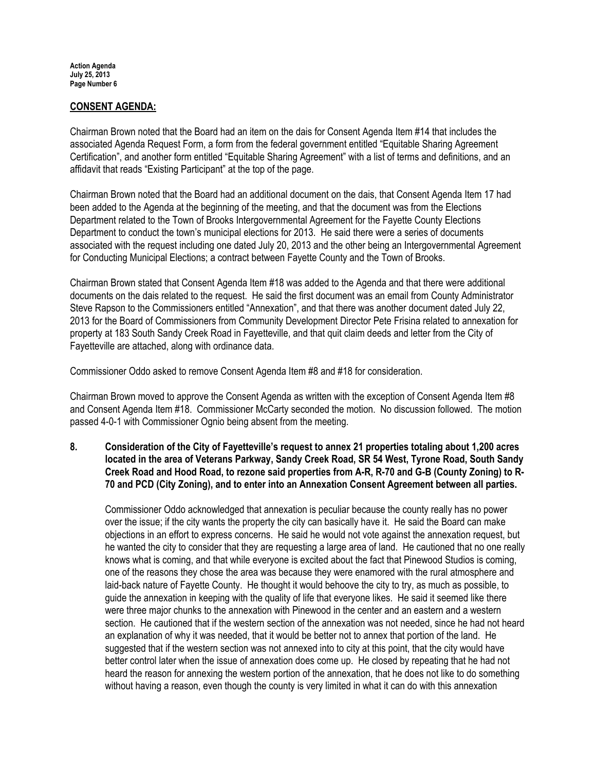## CONSENT AGENDA:

Chairman Brown noted that the Board had an item on the dais for Consent Agenda Item #14 that includes the associated Agenda Request Form, a form from the federal government entitled "Equitable Sharing Agreement Certification", and another form entitled "Equitable Sharing Agreement" with a list of terms and definitions, and an affidavit that reads "Existing Participant" at the top of the page.

Chairman Brown noted that the Board had an additional document on the dais, that Consent Agenda Item 17 had been added to the Agenda at the beginning of the meeting, and that the document was from the Elections Department related to the Town of Brooks Intergovernmental Agreement for the Fayette County Elections Department to conduct the town's municipal elections for 2013. He said there were a series of documents associated with the request including one dated July 20, 2013 and the other being an Intergovernmental Agreement for Conducting Municipal Elections; a contract between Fayette County and the Town of Brooks.

Chairman Brown stated that Consent Agenda Item #18 was added to the Agenda and that there were additional documents on the dais related to the request. He said the first document was an email from County Administrator Steve Rapson to the Commissioners entitled "Annexation", and that there was another document dated July 22, 2013 for the Board of Commissioners from Community Development Director Pete Frisina related to annexation for property at 183 South Sandy Creek Road in Fayetteville, and that quit claim deeds and letter from the City of Fayetteville are attached, along with ordinance data.

Commissioner Oddo asked to remove Consent Agenda Item #8 and #18 for consideration.

Chairman Brown moved to approve the Consent Agenda as written with the exception of Consent Agenda Item #8 and Consent Agenda Item #18. Commissioner McCarty seconded the motion. No discussion followed. The motion passed 4-0-1 with Commissioner Ognio being absent from the meeting.

**8. Consideration of the City of Fayetteville's request to annex 21 properties totaling about 1,200 acres located in the area of Veterans Parkway, Sandy Creek Road, SR 54 West, Tyrone Road, South Sandy Creek Road and Hood Road, to rezone said properties from A-R, R-70 and G-B (County Zoning) to R-70 and PCD (City Zoning), and to enter into an Annexation Consent Agreement between all parties.**

Commissioner Oddo acknowledged that annexation is peculiar because the county really has no power over the issue; if the city wants the property the city can basically have it. He said the Board can make objections in an effort to express concerns. He said he would not vote against the annexation request, but he wanted the city to consider that they are requesting a large area of land. He cautioned that no one really knows what is coming, and that while everyone is excited about the fact that Pinewood Studios is coming, one of the reasons they chose the area was because they were enamored with the rural atmosphere and laid-back nature of Fayette County. He thought it would behoove the city to try, as much as possible, to guide the annexation in keeping with the quality of life that everyone likes. He said it seemed like there were three major chunks to the annexation with Pinewood in the center and an eastern and a western section. He cautioned that if the western section of the annexation was not needed, since he had not heard an explanation of why it was needed, that it would be better not to annex that portion of the land. He suggested that if the western section was not annexed into to city at this point, that the city would have better control later when the issue of annexation does come up. He closed by repeating that he had not heard the reason for annexing the western portion of the annexation, that he does not like to do something without having a reason, even though the county is very limited in what it can do with this annexation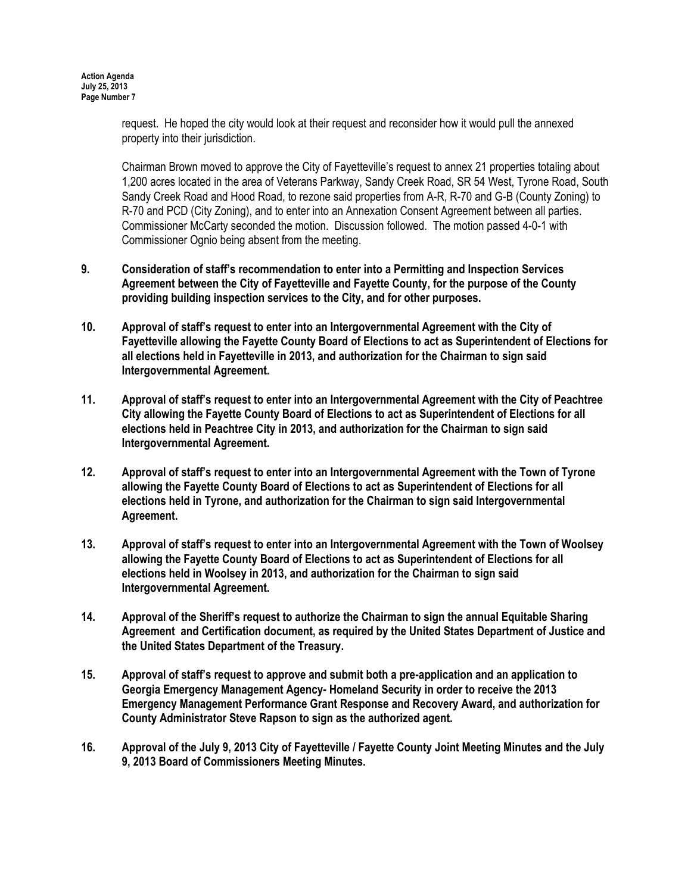request. He hoped the city would look at their request and reconsider how it would pull the annexed property into their jurisdiction.

Chairman Brown moved to approve the City of Fayetteville's request to annex 21 properties totaling about 1,200 acres located in the area of Veterans Parkway, Sandy Creek Road, SR 54 West, Tyrone Road, South Sandy Creek Road and Hood Road, to rezone said properties from A-R, R-70 and G-B (County Zoning) to R-70 and PCD (City Zoning), and to enter into an Annexation Consent Agreement between all parties. Commissioner McCarty seconded the motion. Discussion followed. The motion passed 4-0-1 with Commissioner Ognio being absent from the meeting.

**9. Consideration of staff's recommendation to enter into a Permitting and Inspection Services Agreement between the City of Fayetteville and Fayette County, for the purpose of the County providing building inspection services to the City, and for other purposes.**

**10. Approval of staff's request to enter into an Intergovernmental Agreement with the City of Fayetteville allowing the Fayette County Board of Elections to act as Superintendent of Elections for all elections held in Fayetteville in 2013, and authorization for the Chairman to sign said Intergovernmental Agreement.**

**11. Approval of staff's request to enter into an Intergovernmental Agreement with the City of Peachtree City allowing the Fayette County Board of Elections to act as Superintendent of Elections for all elections held in Peachtree City in 2013, and authorization for the Chairman to sign said Intergovernmental Agreement.**

**12. Approval of staff's request to enter into an Intergovernmental Agreement with the Town of Tyrone allowing the Fayette County Board of Elections to act as Superintendent of Elections for all elections held in Tyrone, and authorization for the Chairman to sign said Intergovernmental Agreement.**

**13. Approval of staff's request to enter into an Intergovernmental Agreement with the Town of Woolsey allowing the Fayette County Board of Elections to act as Superintendent of Elections for all elections held in Woolsey in 2013, and authorization for the Chairman to sign said Intergovernmental Agreement.**

**14. Approval of the Sheriff's request to authorize the Chairman to sign the annual Equitable Sharing Agreement and Certification document, as required by the United States Department of Justice and the United States Department of the Treasury.**

**15. Approval of staff's request to approve and submit both a pre-application and an application to Georgia Emergency Management Agency- Homeland Security in order to receive the 2013 Emergency Management Performance Grant Response and Recovery Award, and authorization for County Administrator Steve Rapson to sign as the authorized agent.**

**16. Approval of the July 9, 2013 City of Fayetteville / Fayette County Joint Meeting Minutes and the July 9, 2013 Board of Commissioners Meeting Minutes.**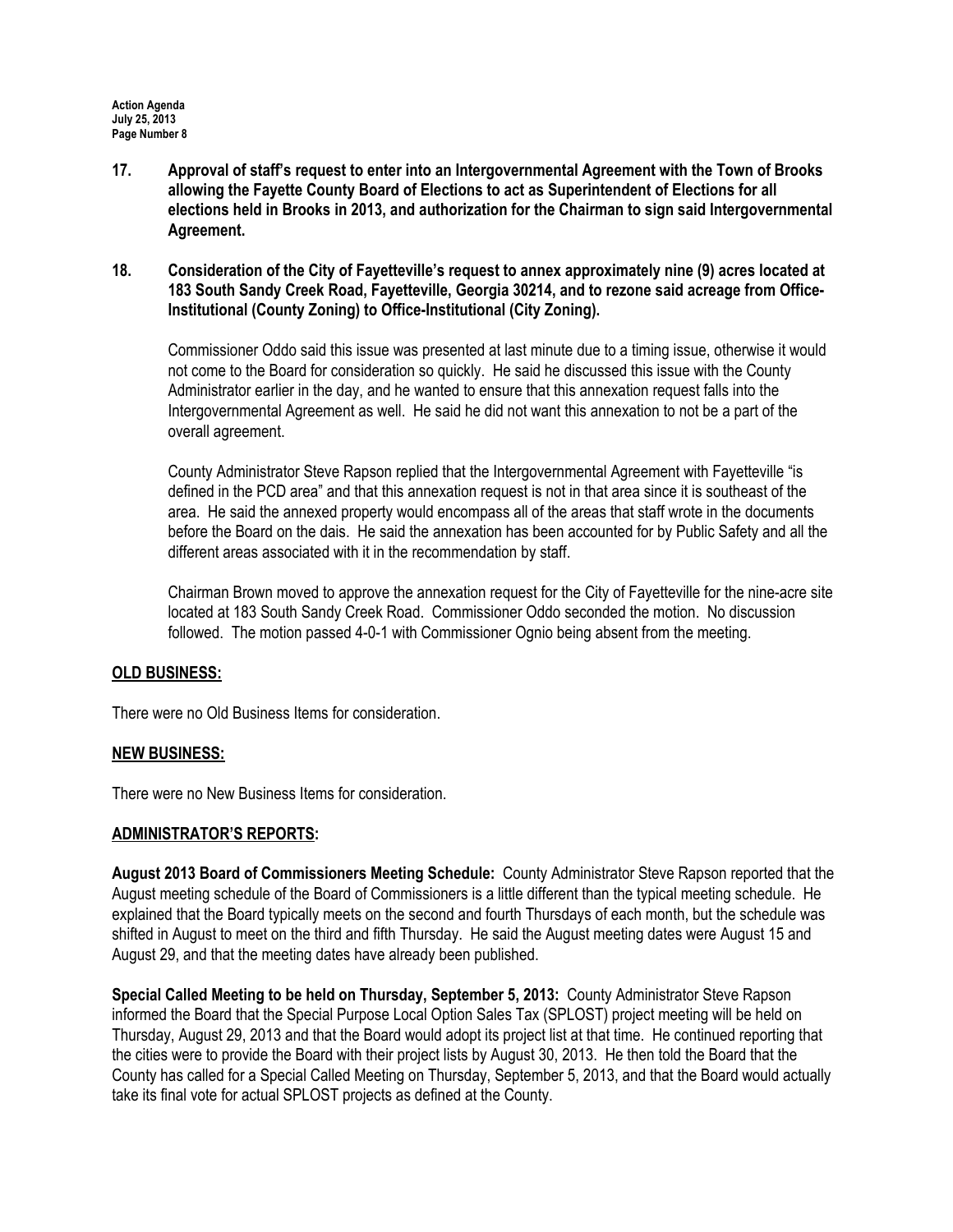**17. Approval of staff's request to enter into an Intergovernmental Agreement with the Town of Brooks allowing the Fayette County Board of Elections to act as Superintendent of Elections for all elections held in Brooks in 2013, and authorization for the Chairman to sign said Intergovernmental Agreement.**

**18. Consideration of the City of Fayetteville's request to annex approximately nine (9) acres located at 183 South Sandy Creek Road, Fayetteville, Georgia 30214, and to rezone said acreage from Office-Institutional (County Zoning) to Office-Institutional (City Zoning).**

Commissioner Oddo said this issue was presented at last minute due to a timing issue, otherwise it would not come to the Board for consideration so quickly. He said he discussed this issue with the County Administrator earlier in the day, and he wanted to ensure that this annexation request falls into the Intergovernmental Agreement as well. He said he did not want this annexation to not be a part of the overall agreement.

County Administrator Steve Rapson replied that the Intergovernmental Agreement with Fayetteville "is defined in the PCD area" and that this annexation request is not in that area since it is southeast of the area. He said the annexed property would encompass all of the areas that staff wrote in the documents before the Board on the dais. He said the annexation has been accounted for by Public Safety and all the different areas associated with it in the recommendation by staff.

Chairman Brown moved to approve the annexation request for the City of Fayetteville for the nine-acre site located at 183 South Sandy Creek Road. Commissioner Oddo seconded the motion. No discussion followed. The motion passed 4-0-1 with Commissioner Ognio being absent from the meeting.

## OLD BUSINESS:

There were no Old Business Items for consideration.

## NEW BUSINESS:

There were no New Business Items for consideration.

## ADMINISTRATOR'S REPORTS:

**August 2013 Board of Commissioners Meeting Schedule:** County Administrator Steve Rapson reported that the August meeting schedule of the Board of Commissioners is a little different than the typical meeting schedule. He explained that the Board typically meets on the second and fourth Thursdays of each month, but the schedule was shifted in August to meet on the third and fifth Thursday. He said the August meeting dates were August 15 and August 29, and that the meeting dates have already been published.

**Special Called Meeting to be held on Thursday, September 5, 2013:** County Administrator Steve Rapson informed the Board that the Special Purpose Local Option Sales Tax (SPLOST) project meeting will be held on Thursday, August 29, 2013 and that the Board would adopt its project list at that time. He continued reporting that the cities were to provide the Board with their project lists by August 30, 2013. He then told the Board that the County has called for a Special Called Meeting on Thursday, September 5, 2013, and that the Board would actually take its final vote for actual SPLOST projects as defined at the County.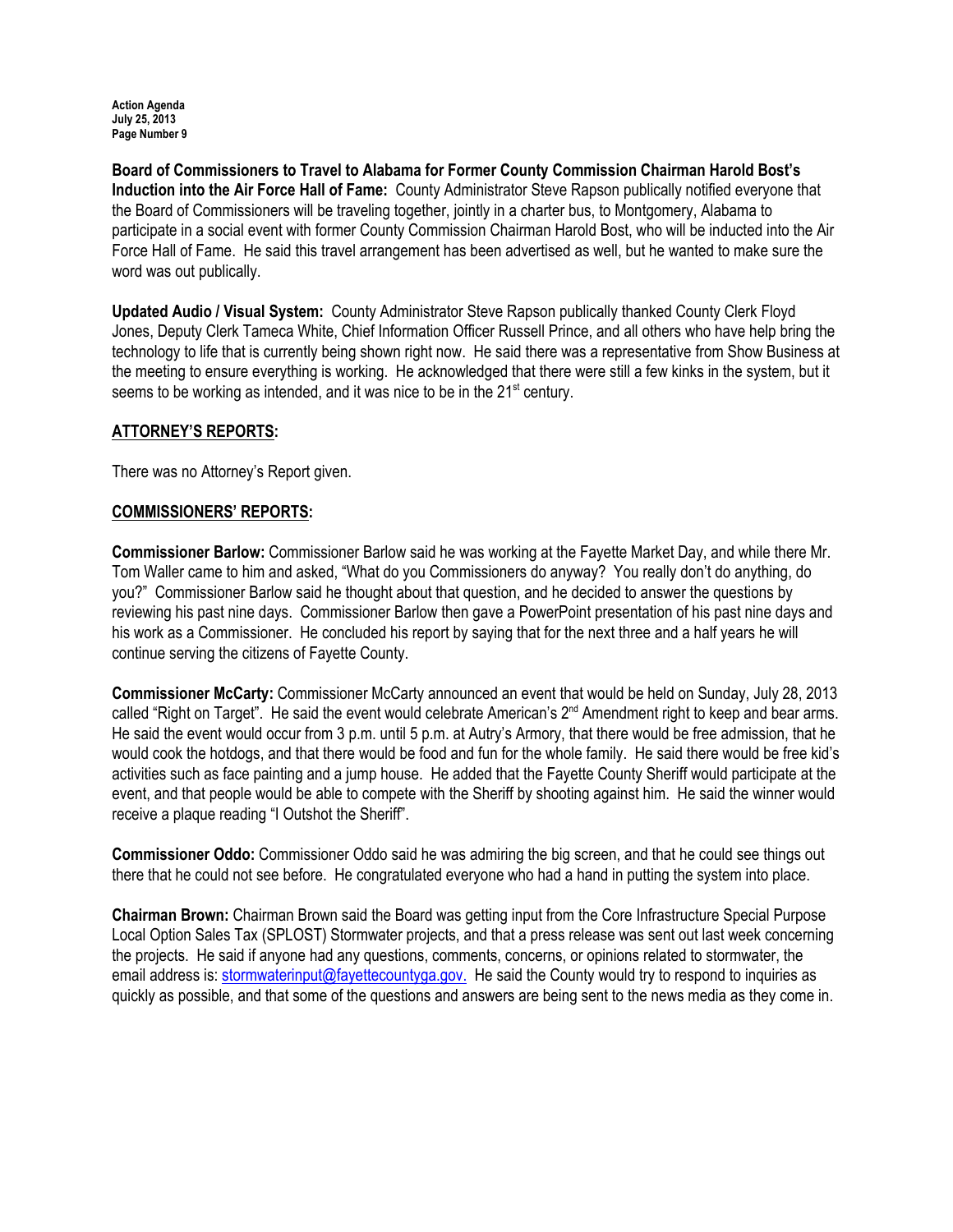**Board of Commissioners to Travel to Alabama for Former County Commission Chairman Harold Bost's Induction into the Air Force Hall of Fame:** County Administrator Steve Rapson publically notified everyone that the Board of Commissioners will be traveling together, jointly in a charter bus, to Montgomery, Alabama to participate in a social event with former County Commission Chairman Harold Bost, who will be inducted into the Air Force Hall of Fame. He said this travel arrangement has been advertised as well, but he wanted to make sure the word was out publically.

**Updated Audio / Visual System:** County Administrator Steve Rapson publically thanked County Clerk Floyd Jones, Deputy Clerk Tameca White, Chief Information Officer Russell Prince, and all others who have help bring the technology to life that is currently being shown right now. He said there was a representative from Show Business at the meeting to ensure everything is working. He acknowledged that there were still a few kinks in the system, but it seems to be working as intended, and it was nice to be in the 21st century.

## ATTORNEY'S REPORTS:

There was no Attorney's Report given.

## COMMISSIONERS' REPORTS:

**Commissioner Barlow:** Commissioner Barlow said he was working at the Fayette Market Day, and while there Mr. Tom Waller came to him and asked, "What do you Commissioners do anyway? You really don't do anything, do you?" Commissioner Barlow said he thought about that question, and he decided to answer the questions by reviewing his past nine days. Commissioner Barlow then gave a PowerPoint presentation of his past nine days and his work as a Commissioner. He concluded his report by saying that for the next three and a half years he will continue serving the citizens of Fayette County.

**Commissioner McCarty:** Commissioner McCarty announced an event that would be held on Sunday, July 28, 2013 called "Right on Target". He said the event would celebrate American's 2nd Amendment right to keep and bear arms. He said the event would occur from 3 p.m. until 5 p.m. at Autry's Armory, that there would be free admission, that he would cook the hotdogs, and that there would be food and fun for the whole family. He said there would be free kid's activities such as face painting and a jump house. He added that the Fayette County Sheriff would participate at the event, and that people would be able to compete with the Sheriff by shooting against him. He said the winner would receive a plaque reading "I Outshot the Sheriff".

**Commissioner Oddo:** Commissioner Oddo said he was admiring the big screen, and that he could see things out there that he could not see before. He congratulated everyone who had a hand in putting the system into place.

**Chairman Brown:** Chairman Brown said the Board was getting input from the Core Infrastructure Special Purpose Local Option Sales Tax (SPLOST) Stormwater projects, and that a press release was sent out last week concerning the projects. He said if anyone had any questions, comments, concerns, or opinions related to stormwater, the email address is: stormwaterinput@fayettecountyga.gov. He said the County would try to respond to inquiries as quickly as possible, and that some of the questions and answers are being sent to the news media as they come in.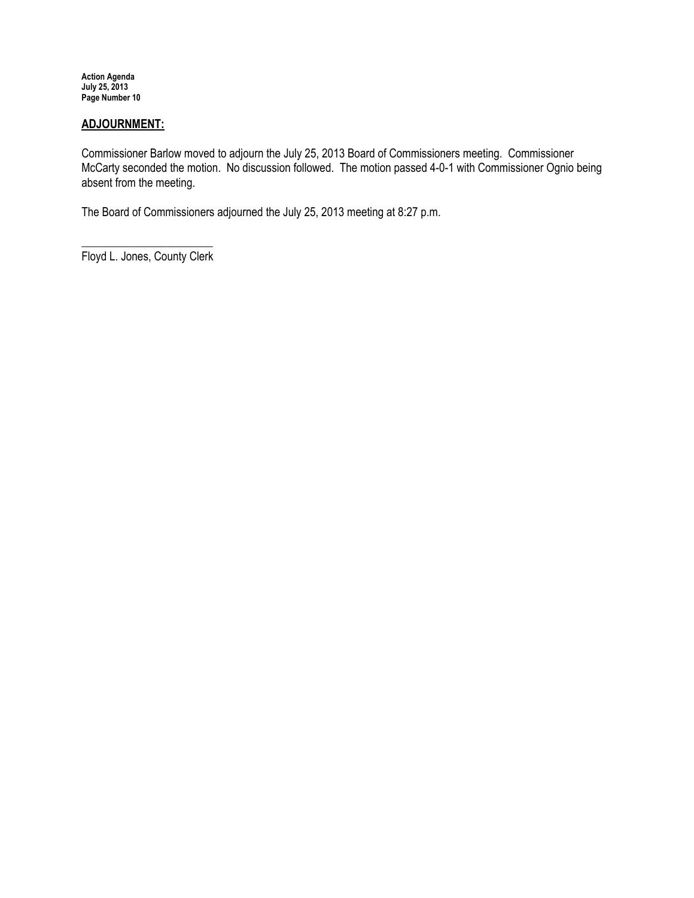## ADJOURNMENT:

Commissioner Barlow moved to adjourn the July 25, 2013 Board of Commissioners meeting. Commissioner McCarty seconded the motion. No discussion followed. The motion passed 4-0-1 with Commissioner Ognio being absent from the meeting.

The Board of Commissioners adjourned the July 25, 2013 meeting at 8:27 p.m.

\_\_\_\_\_\_\_\_\_\_\_\_\_\_\_\_\_\_\_\_\_\_\_\_\_

Floyd L. Jones, County Clerk